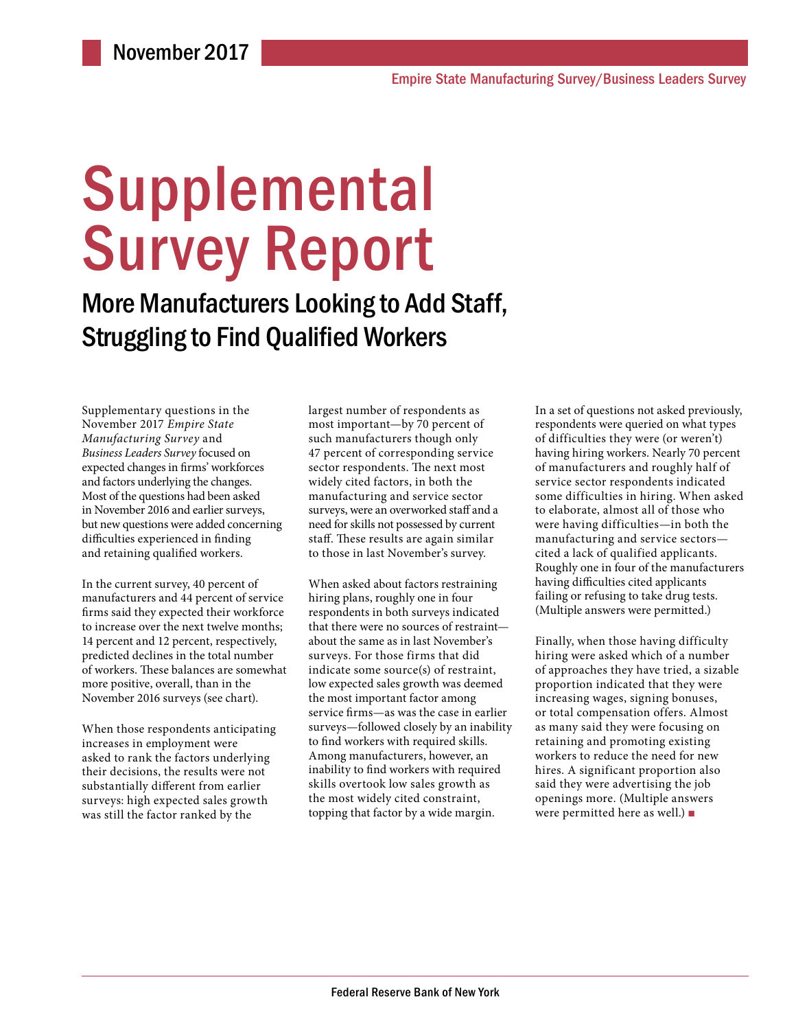November 2017

Empire State Manufacturing Survey/Business Leaders Survey

# Supplemental Survey Report

## More Manufacturers Looking to Add Staff, Struggling to Find Qualified Workers

Supplementary questions in the November 2017 *Empire State Manufacturing Survey* and *Business Leaders Survey* focused on expected changes in firms' workforces and factors underlying the changes. Most of the questions had been asked in November 2016 and earlier surveys, but new questions were added concerning difficulties experienced in finding and retaining qualified workers.

In the current survey, 40 percent of manufacturers and 44 percent of service firms said they expected their workforce to increase over the next twelve months; 14 percent and 12 percent, respectively, predicted declines in the total number of workers. These balances are somewhat more positive, overall, than in the November 2016 surveys (see chart).

When those respondents anticipating increases in employment were asked to rank the factors underlying their decisions, the results were not substantially different from earlier surveys: high expected sales growth was still the factor ranked by the largest number of respondents as most important—by 70 percent of such manufacturers though only 47 percent of corresponding service sector respondents. The next most widely cited factors, in both the manufacturing and service sector surveys, were an overworked staff and a need for skills not possessed by current staff. These results are again similar to those in last November's survey.

When asked about factors restraining hiring plans, roughly one in four respondents in both surveys indicated that there were no sources of restraint—about the same as in last November's surveys. For those firms that did indicate some source(s) of restraint, low expected sales growth was deemed the most important factor among service firms—as was the case in earlier surveys—followed closely by an inability to find workers with required skills. Among manufacturers, however, an inability to find workers with required skills overtook low sales growth as the most widely cited constraint, topping that factor by a wide margin.

In a set of questions not asked previously, respondents were queried on what types of difficulties they were (or weren't) having hiring workers. Nearly 70 percent of manufacturers and roughly half of service sector respondents indicated some difficulties in hiring. When asked to elaborate, almost all of those who were having difficulties—in both the manufacturing and service sectors—cited a lack of qualified applicants. Roughly one in four of the manufacturers having difficulties cited applicants failing or refusing to take drug tests. (Multiple answers were permitted.)

Finally, when those having difficulty hiring were asked which of a number of approaches they have tried, a sizable proportion indicated that they were increasing wages, signing bonuses, or total compensation offers. Almost as many said they were focusing on retaining and promoting existing workers to reduce the need for new hires. A significant proportion also said they were advertising the job openings more. (Multiple answers were permitted here as well.) ■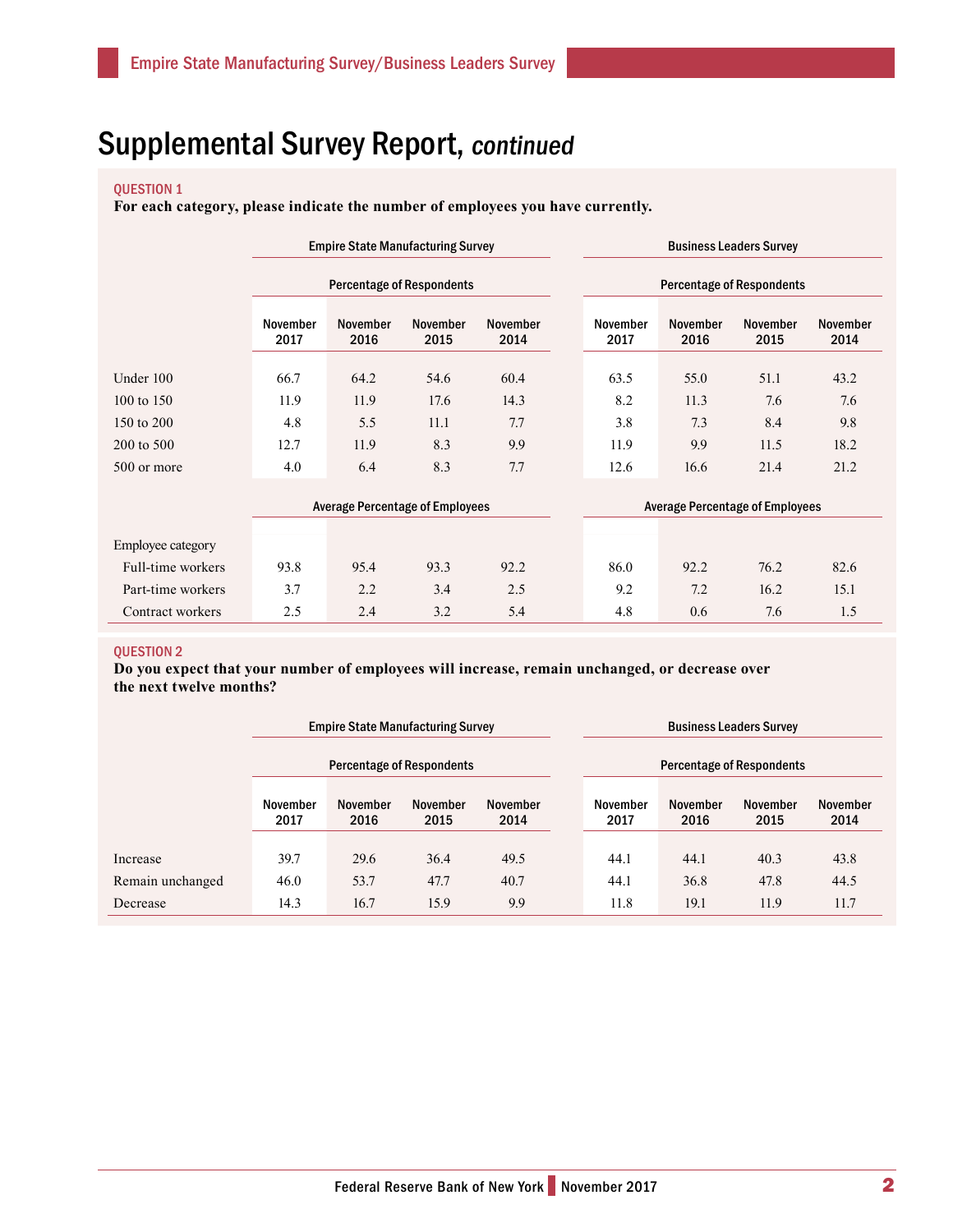# Supplemental Survey Report, *continued*

**QUESTION 1**

**For each category, please indicate the number of employees you have currently.**

| | Empire State Manufacturing Survey | | | | Business Leaders Survey | | | |
|---|---|---|---|---|---|---|---|---|
| | Percentage of Respondents | | | | Percentage of Respondents | | | |
| | November 2017 | November 2016 | November 2015 | November 2014 | November 2017 | November 2016 | November 2015 | November 2014 |
| Under 100 | 66.7 | 64.2 | 54.6 | 60.4 | 63.5 | 55.0 | 51.1 | 43.2 |
| 100 to 150 | 11.9 | 11.9 | 17.6 | 14.3 | 8.2 | 11.3 | 7.6 | 7.6 |
| 150 to 200 | 4.8 | 5.5 | 11.1 | 7.7 | 3.8 | 7.3 | 8.4 | 9.8 |
| 200 to 500 | 12.7 | 11.9 | 8.3 | 9.9 | 11.9 | 9.9 | 11.5 | 18.2 |
| 500 or more | 4.0 | 6.4 | 8.3 | 7.7 | 12.6 | 16.6 | 21.4 | 21.2 |
| | Average Percentage of Employees | | | | Average Percentage of Employees | | | |
| Employee category | | | | | | | | |
| Full-time workers | 93.8 | 95.4 | 93.3 | 92.2 | 86.0 | 92.2 | 76.2 | 82.6 |
| Part-time workers | 3.7 | 2.2 | 3.4 | 2.5 | 9.2 | 7.2 | 16.2 | 15.1 |
| Contract workers | 2.5 | 2.4 | 3.2 | 5.4 | 4.8 | 0.6 | 7.6 | 1.5 |

**QUESTION 2**

**Do you expect that your number of employees will increase, remain unchanged, or decrease over the next twelve months?**

| | Empire State Manufacturing Survey | | | | Business Leaders Survey | | | |
|---|---|---|---|---|---|---|---|---|
| | Percentage of Respondents | | | | Percentage of Respondents | | | |
| | November 2017 | November 2016 | November 2015 | November 2014 | November 2017 | November 2016 | November 2015 | November 2014 |
| Increase | 39.7 | 29.6 | 36.4 | 49.5 | 44.1 | 44.1 | 40.3 | 43.8 |
| Remain unchanged | 46.0 | 53.7 | 47.7 | 40.7 | 44.1 | 36.8 | 47.8 | 44.5 |
| Decrease | 14.3 | 16.7 | 15.9 | 9.9 | 11.8 | 19.1 | 11.9 | 11.7 |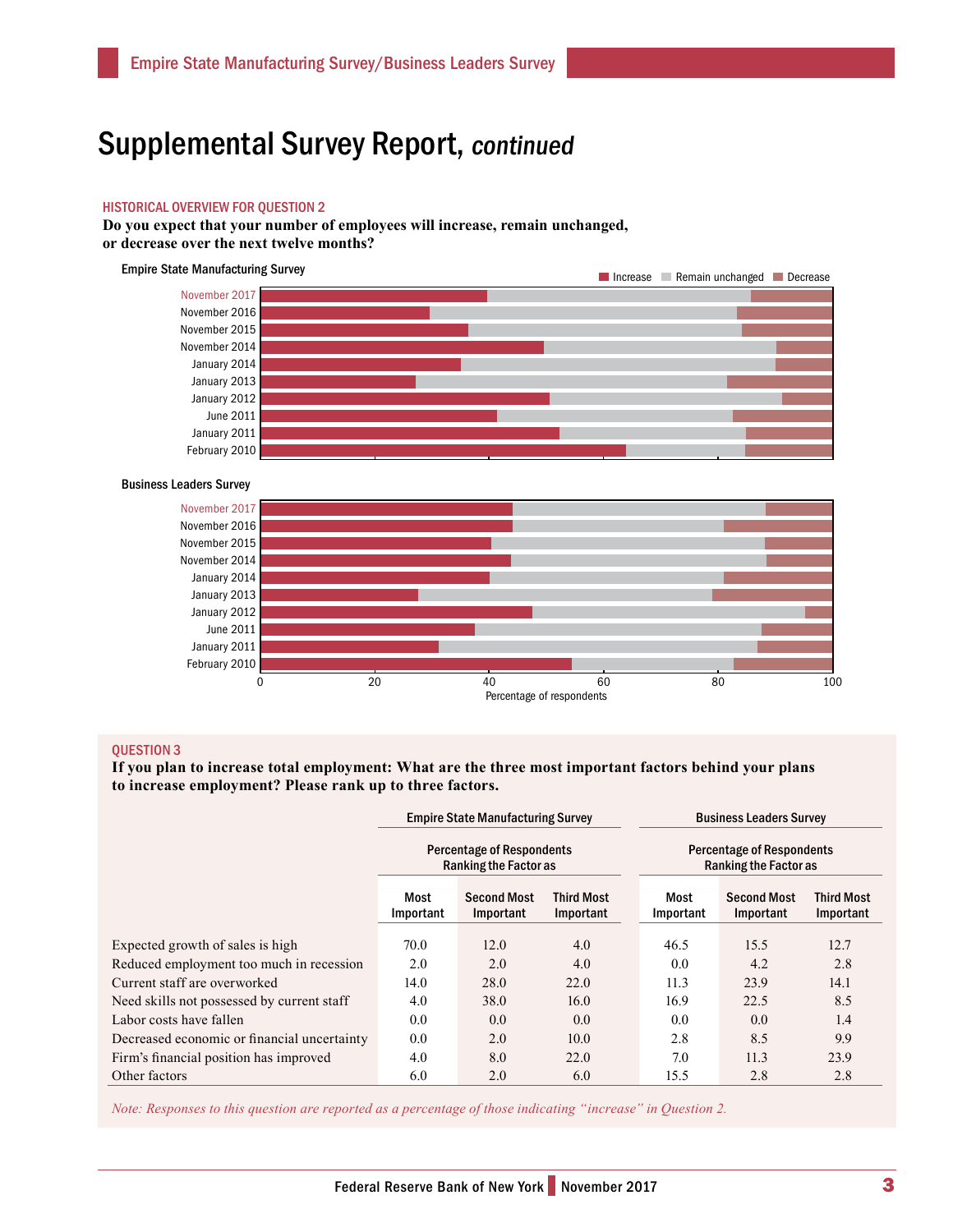# Supplemental Survey Report, *continued*

HISTORICAL OVERVIEW FOR QUESTION 2

**Do you expect that your number of employees will increase, remain unchanged, or decrease over the next twelve months?**

Empire State Manufacturing Survey

Increase | Remain unchanged | Decrease

November 2017
November 2016
November 2015
November 2014
January 2014
January 2013
January 2012
June 2011
January 2011
February 2010

Business Leaders Survey

November 2017
November 2016
November 2015
November 2014
January 2014
January 2013
January 2012
June 2011
January 2011
February 2010

0 20 40 60 80 100

Percentage of respondents

## QUESTION 3

**If you plan to increase total employment: What are the three most important factors behind your plans to increase employment? Please rank up to three factors.**

| | Empire State Manufacturing Survey | | | Business Leaders Survey | | |
|---|---|---|---|---|---|---|
| | Percentage of Respondents Ranking the Factor as | | | Percentage of Respondents Ranking the Factor as | | |
| | Most Important | Second Most Important | Third Most Important | Most Important | Second Most Important | Third Most Important |
| Expected growth of sales is high | 70.0 | 12.0 | 4.0 | 46.5 | 15.5 | 12.7 |
| Reduced employment too much in recession | 2.0 | 2.0 | 4.0 | 0.0 | 4.2 | 2.8 |
| Current staff are overworked | 14.0 | 28.0 | 22.0 | 11.3 | 23.9 | 14.1 |
| Need skills not possessed by current staff | 4.0 | 38.0 | 16.0 | 16.9 | 22.5 | 8.5 |
| Labor costs have fallen | 0.0 | 0.0 | 0.0 | 0.0 | 0.0 | 1.4 |
| Decreased economic or financial uncertainty | 0.0 | 2.0 | 10.0 | 2.8 | 8.5 | 9.9 |
| Firm's financial position has improved | 4.0 | 8.0 | 22.0 | 7.0 | 11.3 | 23.9 |
| Other factors | 6.0 | 2.0 | 6.0 | 15.5 | 2.8 | 2.8 |

*Note: Responses to this question are reported as a percentage of those indicating "increase" in Question 2.*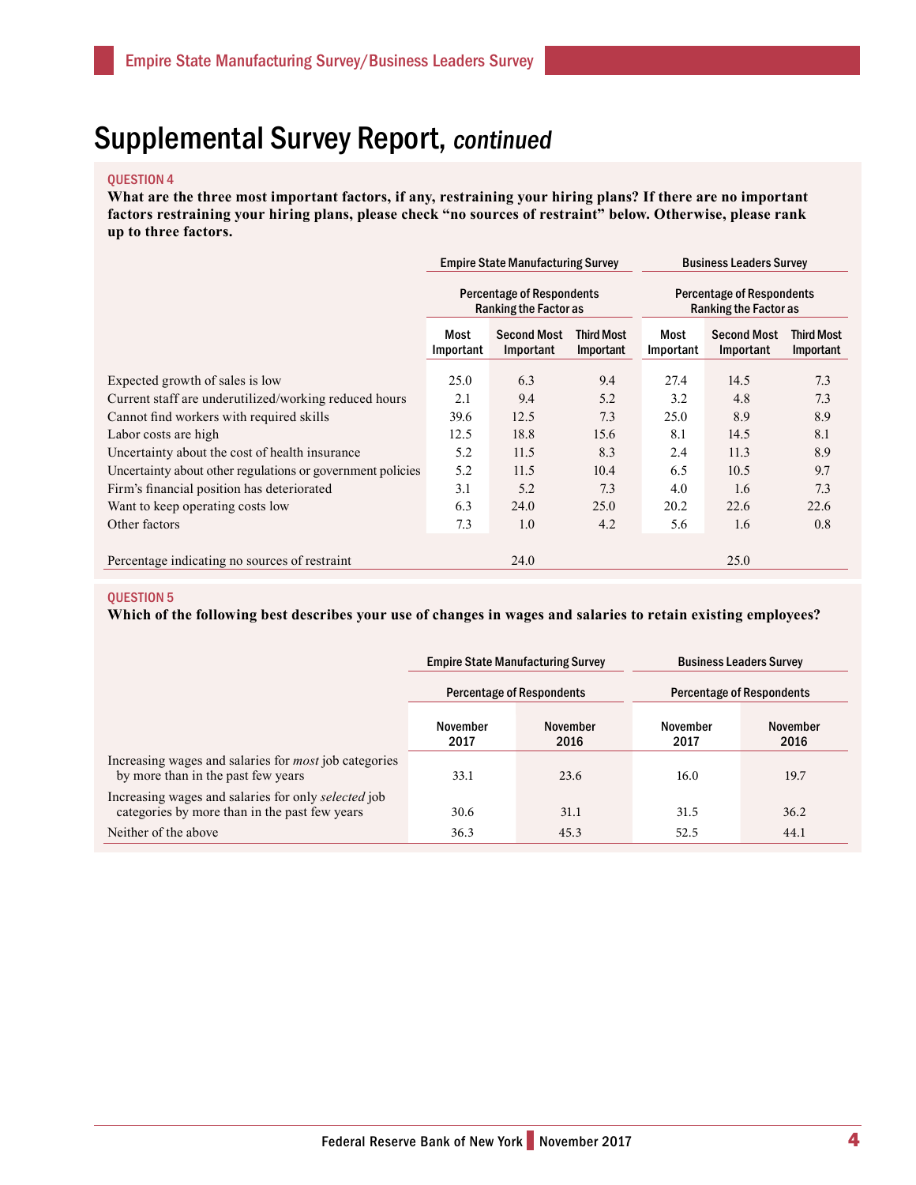# Supplemental Survey Report, *continued*

QUESTION 4

**What are the three most important factors, if any, restraining your hiring plans? If there are no important factors restraining your hiring plans, please check "no sources of restraint" below. Otherwise, please rank up to three factors.**

| | Empire State Manufacturing Survey | | | Business Leaders Survey | | |
|---|---|---|---|---|---|---|
| | Percentage of Respondents Ranking the Factor as | | | Percentage of Respondents Ranking the Factor as | | |
| | Most Important | Second Most Important | Third Most Important | Most Important | Second Most Important | Third Most Important |
| Expected growth of sales is low | 25.0 | 6.3 | 9.4 | 27.4 | 14.5 | 7.3 |
| Current staff are underutilized/working reduced hours | 2.1 | 9.4 | 5.2 | 3.2 | 4.8 | 7.3 |
| Cannot find workers with required skills | 39.6 | 12.5 | 7.3 | 25.0 | 8.9 | 8.9 |
| Labor costs are high | 12.5 | 18.8 | 15.6 | 8.1 | 14.5 | 8.1 |
| Uncertainty about the cost of health insurance | 5.2 | 11.5 | 8.3 | 2.4 | 11.3 | 8.9 |
| Uncertainty about other regulations or government policies | 5.2 | 11.5 | 10.4 | 6.5 | 10.5 | 9.7 |
| Firm's financial position has deteriorated | 3.1 | 5.2 | 7.3 | 4.0 | 1.6 | 7.3 |
| Want to keep operating costs low | 6.3 | 24.0 | 25.0 | 20.2 | 22.6 | 22.6 |
| Other factors | 7.3 | 1.0 | 4.2 | 5.6 | 1.6 | 0.8 |
| Percentage indicating no sources of restraint | | 24.0 | | | 25.0 | |

QUESTION 5

**Which of the following best describes your use of changes in wages and salaries to retain existing employees?**

| | Empire State Manufacturing Survey | | Business Leaders Survey | |
|---|---|---|---|---|
| | Percentage of Respondents | | Percentage of Respondents | |
| | November 2017 | November 2016 | November 2017 | November 2016 |
| Increasing wages and salaries for *most* job categories by more than in the past few years | 33.1 | 23.6 | 16.0 | 19.7 |
| Increasing wages and salaries for only *selected* job categories by more than in the past few years | 30.6 | 31.1 | 31.5 | 36.2 |
| Neither of the above | 36.3 | 45.3 | 52.5 | 44.1 |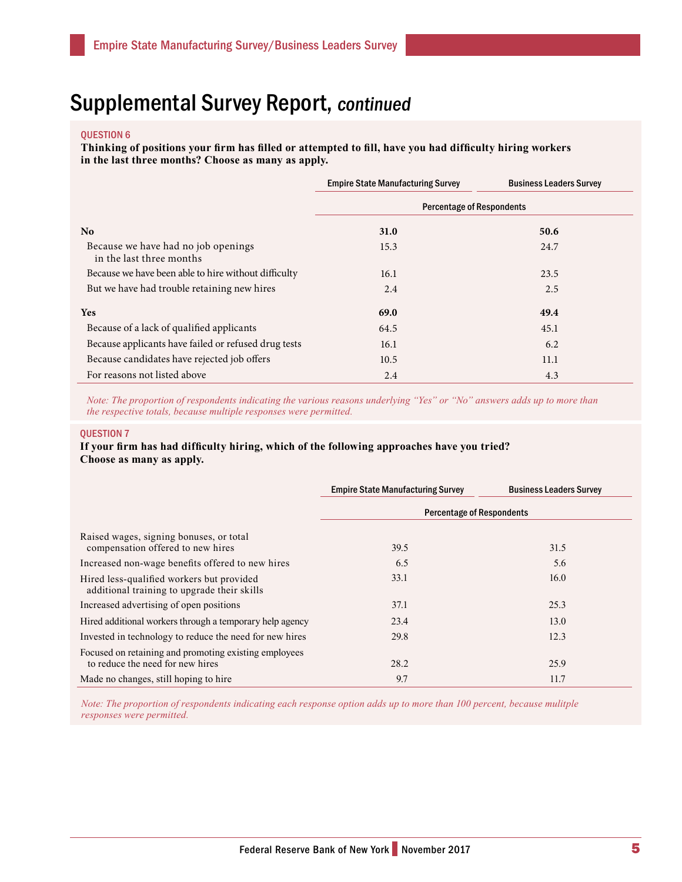# Supplemental Survey Report, *continued*

**QUESTION 6**

**Thinking of positions your firm has filled or attempted to fill, have you had difficulty hiring workers in the last three months? Choose as many as apply.**

| | Empire State Manufacturing Survey | Business Leaders Survey |
|---|---|---|
| | Percentage of Respondents | |
| **No** | **31.0** | **50.6** |
| Because we have had no job openings in the last three months | 15.3 | 24.7 |
| Because we have been able to hire without difficulty | 16.1 | 23.5 |
| But we have had trouble retaining new hires | 2.4 | 2.5 |
| **Yes** | **69.0** | **49.4** |
| Because of a lack of qualified applicants | 64.5 | 45.1 |
| Because applicants have failed or refused drug tests | 16.1 | 6.2 |
| Because candidates have rejected job offers | 10.5 | 11.1 |
| For reasons not listed above | 2.4 | 4.3 |

*Note: The proportion of respondents indicating the various reasons underlying "Yes" or "No" answers adds up to more than the respective totals, because multiple responses were permitted.*

**QUESTION 7**

**If your firm has had difficulty hiring, which of the following approaches have you tried? Choose as many as apply.**

| | Empire State Manufacturing Survey | Business Leaders Survey |
|---|---|---|
| | Percentage of Respondents | |
| Raised wages, signing bonuses, or total compensation offered to new hires | 39.5 | 31.5 |
| Increased non-wage benefits offered to new hires | 6.5 | 5.6 |
| Hired less-qualified workers but provided additional training to upgrade their skills | 33.1 | 16.0 |
| Increased advertising of open positions | 37.1 | 25.3 |
| Hired additional workers through a temporary help agency | 23.4 | 13.0 |
| Invested in technology to reduce the need for new hires | 29.8 | 12.3 |
| Focused on retaining and promoting existing employees to reduce the need for new hires | 28.2 | 25.9 |
| Made no changes, still hoping to hire | 9.7 | 11.7 |

*Note: The proportion of respondents indicating each response option adds up to more than 100 percent, because mulitple responses were permitted.*